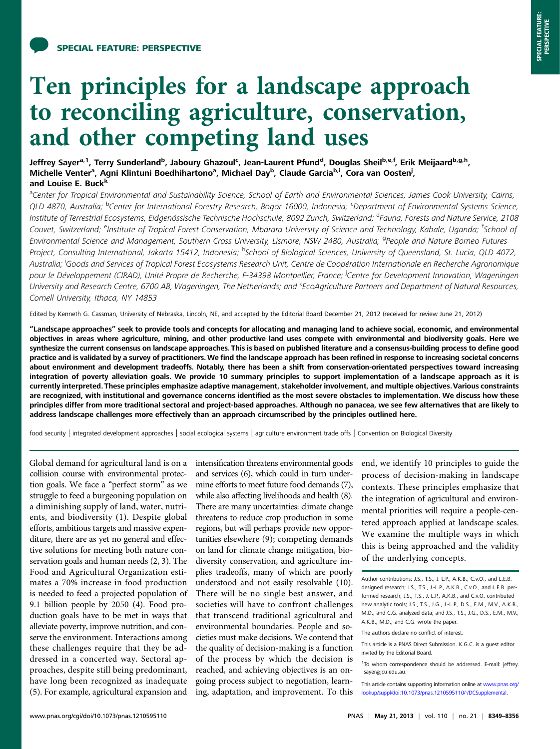SPECIAL FEATURE: PERSPECTIVE

# Ten principles for a landscape approach to reconciling agriculture, conservation, and other competing land uses

Jeffrey Sayer[a,1], Terry Sunderland[b], Jaboury Ghazoul[c], Jean-Laurent Pfund[d], Douglas Sheil[b,e,f], Erik Meijaard[b,g,h], Michelle Venter[a], Agni Klintuni Boedhihartono[a], Michael Day[b], Claude Garcia[b,i], Cora van Oosten[j], and Louise E. Buck[k]

[a]Center for Tropical Environmental and Sustainability Science, School of Earth and Environmental Sciences, James Cook University, Cairns, QLD 4870, Australia; [b]Center for International Forestry Research, Bogor 16000, Indonesia; [c]Department of Environmental Systems Science, Institute of Terrestrial Ecosystems, Eidgenössische Technische Hochschule, 8092 Zurich, Switzerland; [d]Fauna, Forests and Nature Service, 2108 Couvet, Switzerland; [e]Institute of Tropical Forest Conservation, Mbarara University of Science and Technology, Kabale, Uganda; [f]School of Environmental Science and Management, Southern Cross University, Lismore, NSW 2480, Australia; [g]People and Nature Borneo Futures Project, Consulting International, Jakarta 15412, Indonesia; [h]School of Biological Sciences, University of Queensland, St. Lucia, QLD 4072, Australia; [i]Goods and Services of Tropical Forest Ecosystems Research Unit, Centre de Coopération Internationale en Recherche Agronomique pour le Développement (CIRAD), Unité Propre de Recherche, F-34398 Montpellier, France; [j]Centre for Development Innovation, Wageningen University and Research Centre, 6700 AB, Wageningen, The Netherlands; and [k]EcoAgriculture Partners and Department of Natural Resources, Cornell University, Ithaca, NY 14853

Edited by Kenneth G. Cassman, University of Nebraska, Lincoln, NE, and accepted by the Editorial Board December 21, 2012 (received for review June 21, 2012)

**"Landscape approaches" seek to provide tools and concepts for allocating and managing land to achieve social, economic, and environmental objectives in areas where agriculture, mining, and other productive land uses compete with environmental and biodiversity goals. Here we synthesize the current consensus on landscape approaches. This is based on published literature and a consensus-building process to define good practice and is validated by a survey of practitioners. We find the landscape approach has been refined in response to increasing societal concerns about environment and development tradeoffs. Notably, there has been a shift from conservation-orientated perspectives toward increasing integration of poverty alleviation goals. We provide 10 summary principles to support implementation of a landscape approach as it is currently interpreted. These principles emphasize adaptive management, stakeholder involvement, and multiple objectives. Various constraints are recognized, with institutional and governance concerns identified as the most severe obstacles to implementation. We discuss how these principles differ from more traditional sectoral and project-based approaches. Although no panacea, we see few alternatives that are likely to address landscape challenges more effectively than an approach circumscribed by the principles outlined here.**

food security | integrated development approaches | social ecological systems | agriculture environment trade offs | Convention on Biological Diversity

Global demand for agricultural land is on a collision course with environmental protection goals. We face a "perfect storm" as we struggle to feed a burgeoning population on a diminishing supply of land, water, nutrients, and biodiversity (1). Despite global efforts, ambitious targets and massive expenditure, there are as yet no general and effective solutions for meeting both nature conservation goals and human needs (2, 3). The Food and Agricultural Organization estimates a 70% increase in food production is needed to feed a projected population of 9.1 billion people by 2050 (4). Food production goals have to be met in ways that alleviate poverty, improve nutrition, and conserve the environment. Interactions among these challenges require that they be addressed in a concerted way. Sectoral approaches, despite still being predominant, have long been recognized as inadequate (5). For example, agricultural expansion and intensification threatens environmental goods and services (6), which could in turn undermine efforts to meet future food demands (7), while also affecting livelihoods and health (8). There are many uncertainties: climate change threatens to reduce crop production in some regions, but will perhaps provide new opportunities elsewhere (9); competing demands on land for climate change mitigation, biodiversity conservation, and agriculture implies tradeoffs, many of which are poorly understood and not easily resolvable (10). There will be no single best answer, and societies will have to confront challenges that transcend traditional agricultural and environmental boundaries. People and societies must make decisions. We contend that the quality of decision-making is a function of the process by which the decision is reached, and achieving objectives is an ongoing process subject to negotiation, learning, adaptation, and improvement. To this end, we identify 10 principles to guide the process of decision-making in landscape contexts. These principles emphasize that the integration of agricultural and environmental priorities will require a people-centered approach applied at landscape scales. We examine the multiple ways in which this is being approached and the validity of the underlying concepts.

Author contributions: J.S., T.S., J.-L.P., A.K.B., C.v.O., and L.E.B. designed research; J.S., T.S., J.-L.P., A.K.B., C.v.O., and L.E.B. performed research; J.S., T.S., J.-L.P., A.K.B., and C.v.O. contributed new analytic tools; J.S., T.S., J.G., J.-L.P., D.S., E.M., M.V., A.K.B., M.D., and C.G. analyzed data; and J.S., T.S., J.G., D.S., E.M., M.V., A.K.B., M.D., and C.G. wrote the paper.

The authors declare no conflict of interest.

This article is a PNAS Direct Submission. K.G.C. is a guest editor invited by the Editorial Board.

[1]To whom correspondence should be addressed. E-mail: jeffrey.sayer@jcu.edu.au.

This article contains supporting information online at www.pnas.org/lookup/suppl/doi:10.1073/pnas.1210595110/-/DCSupplemental.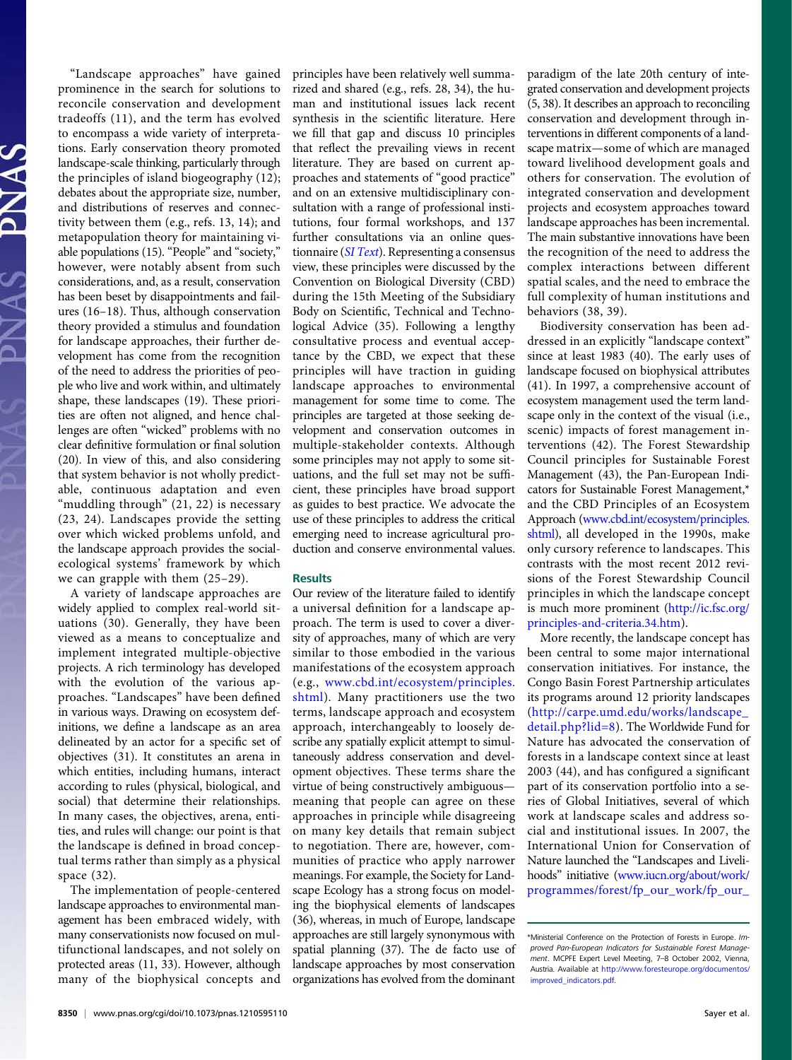"Landscape approaches" have gained prominence in the search for solutions to reconcile conservation and development tradeoffs (11), and the term has evolved to encompass a wide variety of interpretations. Early conservation theory promoted landscape-scale thinking, particularly through the principles of island biogeography (12); debates about the appropriate size, number, and distributions of reserves and connectivity between them (e.g., refs. 13, 14); and metapopulation theory for maintaining viable populations (15). "People" and "society," however, were notably absent from such considerations, and, as a result, conservation has been beset by disappointments and failures (16–18). Thus, although conservation theory provided a stimulus and foundation for landscape approaches, their further development has come from the recognition of the need to address the priorities of people who live and work within, and ultimately shape, these landscapes (19). These priorities are often not aligned, and hence challenges are often "wicked" problems with no clear definitive formulation or final solution (20). In view of this, and also considering that system behavior is not wholly predictable, continuous adaptation and even "muddling through" (21, 22) is necessary (23, 24). Landscapes provide the setting over which wicked problems unfold, and the landscape approach provides the social-ecological systems' framework by which we can grapple with them (25–29).

A variety of landscape approaches are widely applied to complex real-world situations (30). Generally, they have been viewed as a means to conceptualize and implement integrated multiple-objective projects. A rich terminology has developed with the evolution of the various approaches. "Landscapes" have been defined in various ways. Drawing on ecosystem definitions, we define a landscape as an area delineated by an actor for a specific set of objectives (31). It constitutes an arena in which entities, including humans, interact according to rules (physical, biological, and social) that determine their relationships. In many cases, the objectives, arena, entities, and rules will change: our point is that the landscape is defined in broad conceptual terms rather than simply as a physical space (32).

The implementation of people-centered landscape approaches to environmental management has been embraced widely, with many conservationists now focused on multifunctional landscapes, and not solely on protected areas (11, 33). However, although many of the biophysical concepts and principles have been relatively well summarized and shared (e.g., refs. 28, 34), the human and institutional issues lack recent synthesis in the scientific literature. Here we fill that gap and discuss 10 principles that reflect the prevailing views in recent literature. They are based on current approaches and statements of "good practice" and on an extensive multidisciplinary consultation with a range of professional institutions, four formal workshops, and 137 further consultations via an online questionnaire (*SI Text*). Representing a consensus view, these principles were discussed by the Convention on Biological Diversity (CBD) during the 15th Meeting of the Subsidiary Body on Scientific, Technical and Technological Advice (35). Following a lengthy consultative process and eventual acceptance by the CBD, we expect that these principles will have traction in guiding landscape approaches to environmental management for some time to come. The principles are targeted at those seeking development and conservation outcomes in multiple-stakeholder contexts. Although some principles may not apply to some situations, and the full set may not be sufficient, these principles have broad support as guides to best practice. We advocate the use of these principles to address the critical emerging need to increase agricultural production and conserve environmental values.

## Results

Our review of the literature failed to identify a universal definition for a landscape approach. The term is used to cover a diversity of approaches, many of which are very similar to those embodied in the various manifestations of the ecosystem approach (e.g., www.cbd.int/ecosystem/principles.shtml). Many practitioners use the two terms, landscape approach and ecosystem approach, interchangeably to loosely describe any spatially explicit attempt to simultaneously address conservation and development objectives. These terms share the virtue of being constructively ambiguous—meaning that people can agree on these approaches in principle while disagreeing on many key details that remain subject to negotiation. There are, however, communities of practice who apply narrower meanings. For example, the Society for Landscape Ecology has a strong focus on modeling the biophysical elements of landscapes (36), whereas, in much of Europe, landscape approaches are still largely synonymous with spatial planning (37). The de facto use of landscape approaches by most conservation organizations has evolved from the dominant paradigm of the late 20th century of integrated conservation and development projects (5, 38). It describes an approach to reconciling conservation and development through interventions in different components of a landscape matrix—some of which are managed toward livelihood development goals and others for conservation. The evolution of integrated conservation and development projects and ecosystem approaches toward landscape approaches has been incremental. The main substantive innovations have been the recognition of the need to address the complex interactions between different spatial scales, and the need to embrace the full complexity of human institutions and behaviors (38, 39).

Biodiversity conservation has been addressed in an explicitly "landscape context" since at least 1983 (40). The early uses of landscape focused on biophysical attributes (41). In 1997, a comprehensive account of ecosystem management used the term landscape only in the context of the visual (i.e., scenic) impacts of forest management interventions (42). The Forest Stewardship Council principles for Sustainable Forest Management (43), the Pan-European Indicators for Sustainable Forest Management,* and the CBD Principles of an Ecosystem Approach (www.cbd.int/ecosystem/principles.shtml), all developed in the 1990s, make only cursory reference to landscapes. This contrasts with the most recent 2012 revisions of the Forest Stewardship Council principles in which the landscape concept is much more prominent (http://ic.fsc.org/principles-and-criteria.34.htm).

More recently, the landscape concept has been central to some major international conservation initiatives. For instance, the Congo Basin Forest Partnership articulates its programs around 12 priority landscapes (http://carpe.umd.edu/works/landscape_detail.php?lid=8). The Worldwide Fund for Nature has advocated the conservation of forests in a landscape context since at least 2003 (44), and has configured a significant part of its conservation portfolio into a series of Global Initiatives, several of which work at landscape scales and address social and institutional issues. In 2007, the International Union for Conservation of Nature launched the "Landscapes and Livelihoods" initiative (www.iucn.org/about/work/programmes/forest/fp_our_work/fp_our_

*Ministerial Conference on the Protection of Forests in Europe. *Improved Pan-European Indicators for Sustainable Forest Management*. MCPFE Expert Level Meeting, 7–8 October 2002, Vienna, Austria. Available at http://www.foresteurope.org/documentos/improved_indicators.pdf.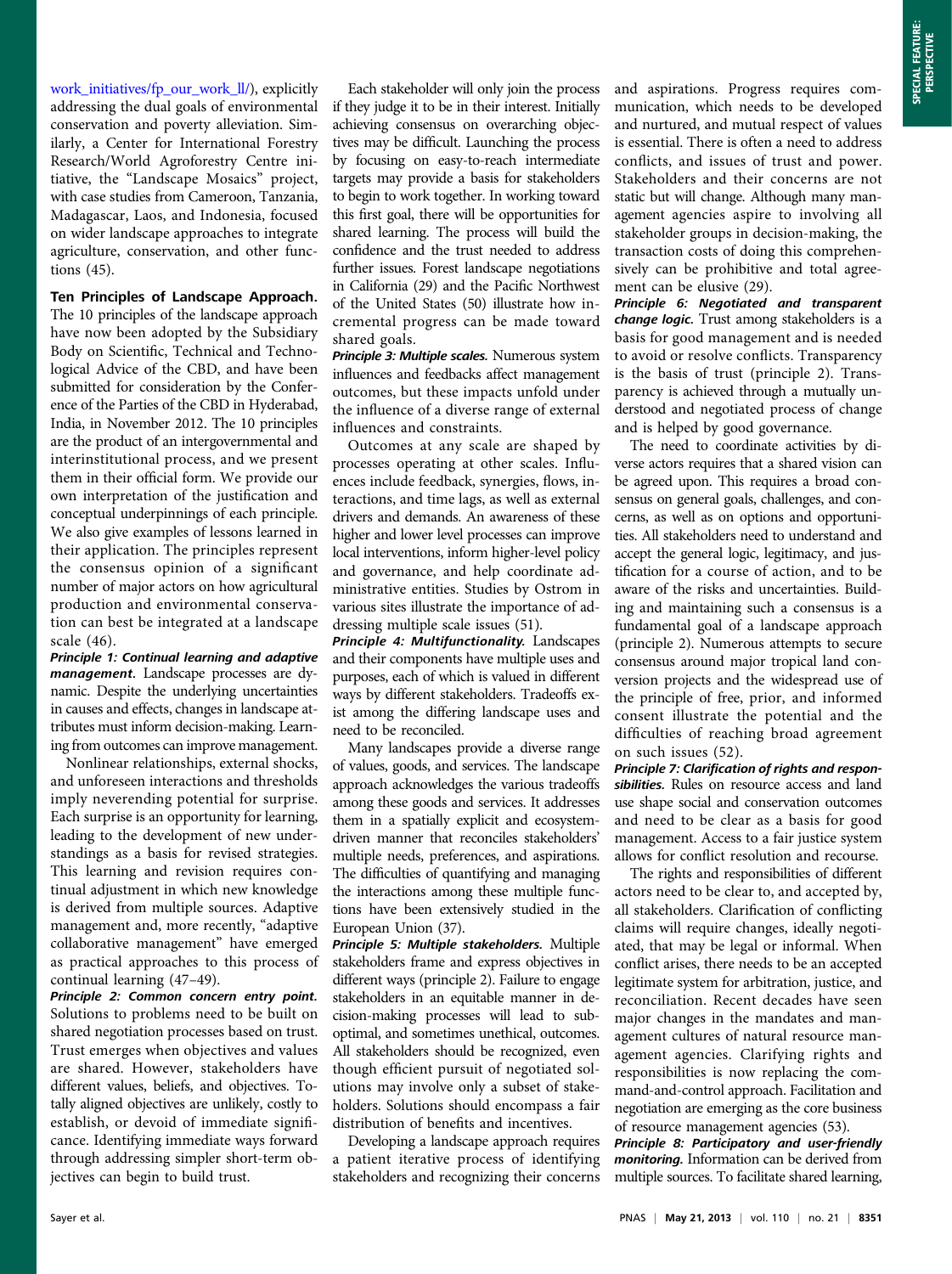work_initiatives/fp_our_work_ll/), explicitly addressing the dual goals of environmental conservation and poverty alleviation. Similarly, a Center for International Forestry Research/World Agroforestry Centre initiative, the "Landscape Mosaics" project, with case studies from Cameroon, Tanzania, Madagascar, Laos, and Indonesia, focused on wider landscape approaches to integrate agriculture, conservation, and other functions (45).

## Ten Principles of Landscape Approach.

The 10 principles of the landscape approach have now been adopted by the Subsidiary Body on Scientific, Technical and Technological Advice of the CBD, and have been submitted for consideration by the Conference of the Parties of the CBD in Hyderabad, India, in November 2012. The 10 principles are the product of an intergovernmental and interinstitutional process, and we present them in their official form. We provide our own interpretation of the justification and conceptual underpinnings of each principle. We also give examples of lessons learned in their application. The principles represent the consensus opinion of a significant number of major actors on how agricultural production and environmental conservation can best be integrated at a landscape scale (46).

***Principle 1: Continual learning and adaptive management.*** Landscape processes are dynamic. Despite the underlying uncertainties in causes and effects, changes in landscape attributes must inform decision-making. Learning from outcomes can improve management.

Nonlinear relationships, external shocks, and unforeseen interactions and thresholds imply neverending potential for surprise. Each surprise is an opportunity for learning, leading to the development of new understandings as a basis for revised strategies. This learning and revision requires continual adjustment in which new knowledge is derived from multiple sources. Adaptive management and, more recently, "adaptive collaborative management" have emerged as practical approaches to this process of continual learning (47–49).

***Principle 2: Common concern entry point.*** Solutions to problems need to be built on shared negotiation processes based on trust. Trust emerges when objectives and values are shared. However, stakeholders have different values, beliefs, and objectives. Totally aligned objectives are unlikely, costly to establish, or devoid of immediate significance. Identifying immediate ways forward through addressing simpler short-term objectives can begin to build trust.

Each stakeholder will only join the process if they judge it to be in their interest. Initially achieving consensus on overarching objectives may be difficult. Launching the process by focusing on easy-to-reach intermediate targets may provide a basis for stakeholders to begin to work together. In working toward this first goal, there will be opportunities for shared learning. The process will build the confidence and the trust needed to address further issues. Forest landscape negotiations in California (29) and the Pacific Northwest of the United States (50) illustrate how incremental progress can be made toward shared goals.

***Principle 3: Multiple scales.*** Numerous system influences and feedbacks affect management outcomes, but these impacts unfold under the influence of a diverse range of external influences and constraints.

Outcomes at any scale are shaped by processes operating at other scales. Influences include feedback, synergies, flows, interactions, and time lags, as well as external drivers and demands. An awareness of these higher and lower level processes can improve local interventions, inform higher-level policy and governance, and help coordinate administrative entities. Studies by Ostrom in various sites illustrate the importance of addressing multiple scale issues (51).

***Principle 4: Multifunctionality.*** Landscapes and their components have multiple uses and purposes, each of which is valued in different ways by different stakeholders. Tradeoffs exist among the differing landscape uses and need to be reconciled.

Many landscapes provide a diverse range of values, goods, and services. The landscape approach acknowledges the various tradeoffs among these goods and services. It addresses them in a spatially explicit and ecosystem-driven manner that reconciles stakeholders' multiple needs, preferences, and aspirations. The difficulties of quantifying and managing the interactions among these multiple functions have been extensively studied in the European Union (37).

***Principle 5: Multiple stakeholders.*** Multiple stakeholders frame and express objectives in different ways (principle 2). Failure to engage stakeholders in an equitable manner in decision-making processes will lead to suboptimal, and sometimes unethical, outcomes. All stakeholders should be recognized, even though efficient pursuit of negotiated solutions may involve only a subset of stakeholders. Solutions should encompass a fair distribution of benefits and incentives.

Developing a landscape approach requires a patient iterative process of identifying stakeholders and recognizing their concerns and aspirations. Progress requires communication, which needs to be developed and nurtured, and mutual respect of values is essential. There is often a need to address conflicts, and issues of trust and power. Stakeholders and their concerns are not static but will change. Although many management agencies aspire to involving all stakeholder groups in decision-making, the transaction costs of doing this comprehensively can be prohibitive and total agreement can be elusive (29).

***Principle 6: Negotiated and transparent change logic.*** Trust among stakeholders is a basis for good management and is needed to avoid or resolve conflicts. Transparency is the basis of trust (principle 2). Transparency is achieved through a mutually understood and negotiated process of change and is helped by good governance.

The need to coordinate activities by diverse actors requires that a shared vision can be agreed upon. This requires a broad consensus on general goals, challenges, and concerns, as well as on options and opportunities. All stakeholders need to understand and accept the general logic, legitimacy, and justification for a course of action, and to be aware of the risks and uncertainties. Building and maintaining such a consensus is a fundamental goal of a landscape approach (principle 2). Numerous attempts to secure consensus around major tropical land conversion projects and the widespread use of the principle of free, prior, and informed consent illustrate the potential and the difficulties of reaching broad agreement on such issues (52).

***Principle 7: Clarification of rights and responsibilities.*** Rules on resource access and land use shape social and conservation outcomes and need to be clear as a basis for good management. Access to a fair justice system allows for conflict resolution and recourse.

The rights and responsibilities of different actors need to be clear to, and accepted by, all stakeholders. Clarification of conflicting claims will require changes, ideally negotiated, that may be legal or informal. When conflict arises, there needs to be an accepted legitimate system for arbitration, justice, and reconciliation. Recent decades have seen major changes in the mandates and management cultures of natural resource management agencies. Clarifying rights and responsibilities is now replacing the command-and-control approach. Facilitation and negotiation are emerging as the core business of resource management agencies (53).

***Principle 8: Participatory and user-friendly monitoring.*** Information can be derived from multiple sources. To facilitate shared learning,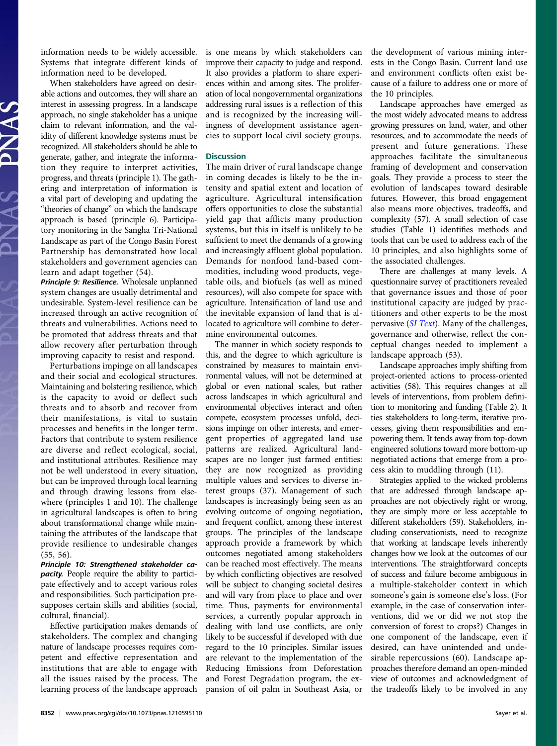information needs to be widely accessible. Systems that integrate different kinds of information need to be developed.

When stakeholders have agreed on desirable actions and outcomes, they will share an interest in assessing progress. In a landscape approach, no single stakeholder has a unique claim to relevant information, and the validity of different knowledge systems must be recognized. All stakeholders should be able to generate, gather, and integrate the information they require to interpret activities, progress, and threats (principle 1). The gathering and interpretation of information is a vital part of developing and updating the "theories of change" on which the landscape approach is based (principle 6). Participatory monitoring in the Sangha Tri-National Landscape as part of the Congo Basin Forest Partnership has demonstrated how local stakeholders and government agencies can learn and adapt together (54).

***Principle 9: Resilience.*** Wholesale unplanned system changes are usually detrimental and undesirable. System-level resilience can be increased through an active recognition of threats and vulnerabilities. Actions need to be promoted that address threats and that allow recovery after perturbation through improving capacity to resist and respond.

Perturbations impinge on all landscapes and their social and ecological structures. Maintaining and bolstering resilience, which is the capacity to avoid or deflect such threats and to absorb and recover from their manifestations, is vital to sustain processes and benefits in the longer term. Factors that contribute to system resilience are diverse and reflect ecological, social, and institutional attributes. Resilience may not be well understood in every situation, but can be improved through local learning and through drawing lessons from elsewhere (principles 1 and 10). The challenge in agricultural landscapes is often to bring about transformational change while maintaining the attributes of the landscape that provide resilience to undesirable changes (55, 56).

***Principle 10: Strengthened stakeholder capacity.*** People require the ability to participate effectively and to accept various roles and responsibilities. Such participation presupposes certain skills and abilities (social, cultural, financial).

Effective participation makes demands of stakeholders. The complex and changing nature of landscape processes requires competent and effective representation and institutions that are able to engage with all the issues raised by the process. The learning process of the landscape approach is one means by which stakeholders can improve their capacity to judge and respond. It also provides a platform to share experiences within and among sites. The proliferation of local nongovernmental organizations addressing rural issues is a reflection of this and is recognized by the increasing willingness of development assistance agencies to support local civil society groups.

## Discussion

The main driver of rural landscape change in coming decades is likely to be the intensity and spatial extent and location of agriculture. Agricultural intensification offers opportunities to close the substantial yield gap that afflicts many production systems, but this in itself is unlikely to be sufficient to meet the demands of a growing and increasingly affluent global population. Demands for nonfood land-based commodities, including wood products, vegetable oils, and biofuels (as well as mined resources), will also compete for space with agriculture. Intensification of land use and the inevitable expansion of land that is allocated to agriculture will combine to determine environmental outcomes.

The manner in which society responds to this, and the degree to which agriculture is constrained by measures to maintain environmental values, will not be determined at global or even national scales, but rather across landscapes in which agricultural and environmental objectives interact and often compete, ecosystem processes unfold, decisions impinge on other interests, and emergent properties of aggregated land use patterns are realized. Agricultural landscapes are no longer just farmed entities: they are now recognized as providing multiple values and services to diverse interest groups (37). Management of such landscapes is increasingly being seen as an evolving outcome of ongoing negotiation, and frequent conflict, among these interest groups. The principles of the landscape approach provide a framework by which outcomes negotiated among stakeholders can be reached most effectively. The means by which conflicting objectives are resolved will be subject to changing societal desires and will vary from place to place and over time. Thus, payments for environmental services, a currently popular approach in dealing with land use conflicts, are only likely to be successful if developed with due regard to the 10 principles. Similar issues are relevant to the implementation of the Reducing Emissions from Deforestation and Forest Degradation program, the expansion of oil palm in Southeast Asia, or the development of various mining interests in the Congo Basin. Current land use and environment conflicts often exist because of a failure to address one or more of the 10 principles.

Landscape approaches have emerged as the most widely advocated means to address growing pressures on land, water, and other resources, and to accommodate the needs of present and future generations. These approaches facilitate the simultaneous framing of development and conservation goals. They provide a process to steer the evolution of landscapes toward desirable futures. However, this broad engagement also means more objectives, tradeoffs, and complexity (57). A small selection of case studies (Table 1) identifies methods and tools that can be used to address each of the 10 principles, and also highlights some of the associated challenges.

There are challenges at many levels. A questionnaire survey of practitioners revealed that governance issues and those of poor institutional capacity are judged by practitioners and other experts to be the most pervasive (*SI Text*). Many of the challenges, governance and otherwise, reflect the conceptual changes needed to implement a landscape approach (53).

Landscape approaches imply shifting from project-oriented actions to process-oriented activities (58). This requires changes at all levels of interventions, from problem definition to monitoring and funding (Table 2). It ties stakeholders to long-term, iterative processes, giving them responsibilities and empowering them. It tends away from top-down engineered solutions toward more bottom-up negotiated actions that emerge from a process akin to muddling through (11).

Strategies applied to the wicked problems that are addressed through landscape approaches are not objectively right or wrong, they are simply more or less acceptable to different stakeholders (59). Stakeholders, including conservationists, need to recognize that working at landscape levels inherently changes how we look at the outcomes of our interventions. The straightforward concepts of success and failure become ambiguous in a multiple-stakeholder context in which someone's gain is someone else's loss. (For example, in the case of conservation interventions, did we or did we not stop the conversion of forest to crops?) Changes in one component of the landscape, even if desired, can have unintended and undesirable repercussions (60). Landscape approaches therefore demand an open-minded view of outcomes and acknowledgment of the tradeoffs likely to be involved in any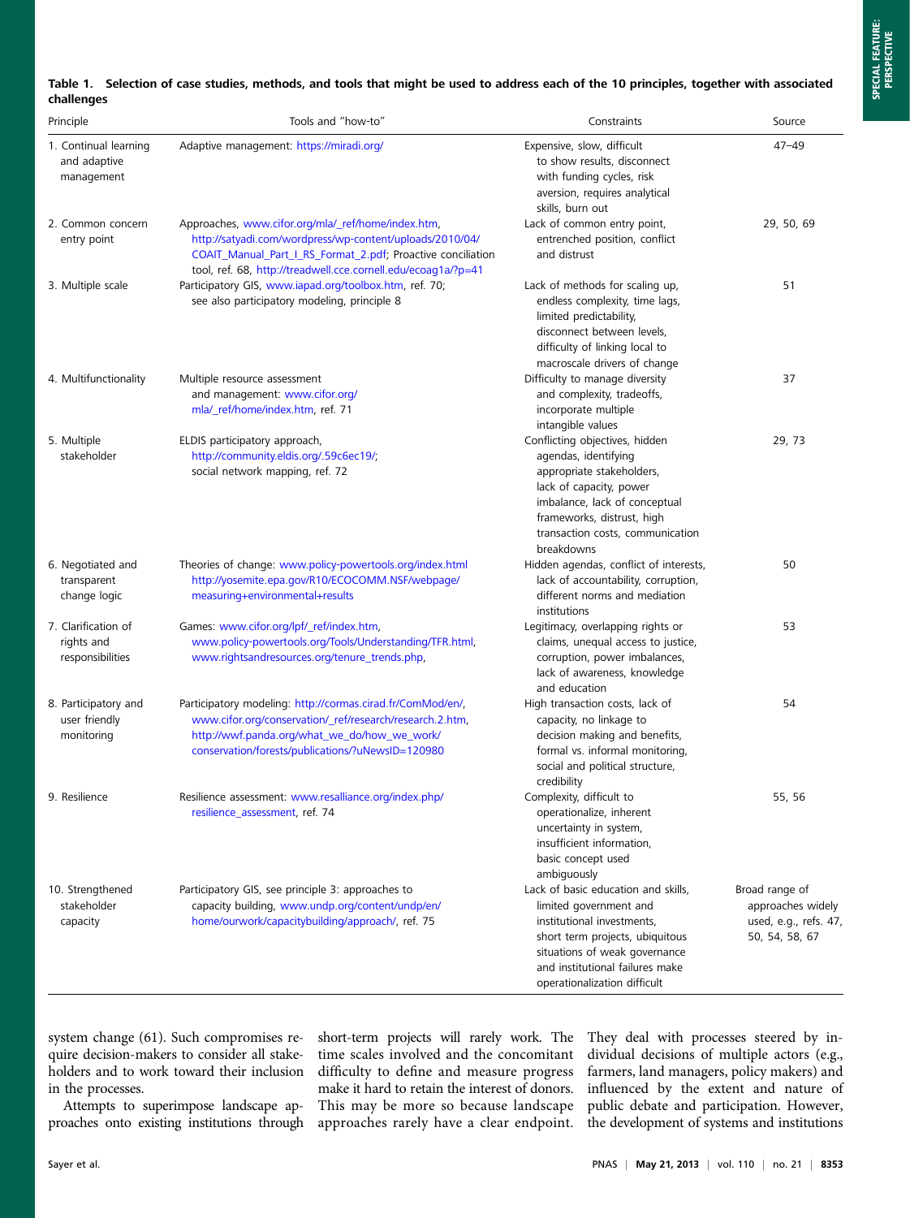**Table 1. Selection of case studies, methods, and tools that might be used to address each of the 10 principles, together with associated challenges**

| Principle | Tools and "how-to" | Constraints | Source |
|---|---|---|---|
| 1. Continual learning and adaptive management | Adaptive management: https://miradi.org/ | Expensive, slow, difficult to show results, disconnect with funding cycles, risk aversion, requires analytical skills, burn out | 47–49 |
| 2. Common concern entry point | Approaches, www.cifor.org/mla/_ref/home/index.htm, http://satyadi.com/wordpress/wp-content/uploads/2010/04/COAIT_Manual_Part_I_RS_Format_2.pdf; Proactive conciliation tool, ref. 68, http://treadwell.cce.cornell.edu/ecoag1a/?p=41 | Lack of common entry point, entrenched position, conflict and distrust | 29, 50, 69 |
| 3. Multiple scale | Participatory GIS, www.iapad.org/toolbox.htm, ref. 70; see also participatory modeling, principle 8 | Lack of methods for scaling up, endless complexity, time lags, limited predictability, disconnect between levels, difficulty of linking local to macroscale drivers of change | 51 |
| 4. Multifunctionality | Multiple resource assessment and management: www.cifor.org/mla/_ref/home/index.htm, ref. 71 | Difficulty to manage diversity and complexity, tradeoffs, incorporate multiple intangible values | 37 |
| 5. Multiple stakeholder | ELDIS participatory approach, http://community.eldis.org/.59c6ec19/; social network mapping, ref. 72 | Conflicting objectives, hidden agendas, identifying appropriate stakeholders, lack of capacity, power imbalance, lack of conceptual frameworks, distrust, high transaction costs, communication breakdowns | 29, 73 |
| 6. Negotiated and transparent change logic | Theories of change: www.policy-powertools.org/index.html http://yosemite.epa.gov/R10/ECOCOMM.NSF/webpage/measuring+environmental+results | Hidden agendas, conflict of interests, lack of accountability, corruption, different norms and mediation institutions | 50 |
| 7. Clarification of rights and responsibilities | Games: www.cifor.org/lpf/_ref/index.htm, www.policy-powertools.org/Tools/Understanding/TFR.html, www.rightsandresources.org/tenure_trends.php, | Legitimacy, overlapping rights or claims, unequal access to justice, corruption, power imbalances, lack of awareness, knowledge and education | 53 |
| 8. Participatory and user friendly monitoring | Participatory modeling: http://cormas.cirad.fr/ComMod/en/, www.cifor.org/conservation/_ref/research/research.2.htm, http://wwf.panda.org/what_we_do/how_we_work/conservation/forests/publications/?uNewsID=120980 | High transaction costs, lack of capacity, no linkage to decision making and benefits, formal vs. informal monitoring, social and political structure, credibility | 54 |
| 9. Resilience | Resilience assessment: www.resalliance.org/index.php/resilience_assessment, ref. 74 | Complexity, difficult to operationalize, inherent uncertainty in system, insufficient information, basic concept used ambiguously | 55, 56 |
| 10. Strengthened stakeholder capacity | Participatory GIS, see principle 3: approaches to capacity building, www.undp.org/content/undp/en/home/ourwork/capacitybuilding/approach/, ref. 75 | Lack of basic education and skills, limited government and institutional investments, short term projects, ubiquitous situations of weak governance and institutional failures make operationalization difficult | Broad range of approaches widely used, e.g., refs. 47, 50, 54, 58, 67 |

system change (61). Such compromises require decision-makers to consider all stakeholders and to work toward their inclusion in the processes.

Attempts to superimpose landscape approaches onto existing institutions through short-term projects will rarely work. The time scales involved and the concomitant difficulty to define and measure progress make it hard to retain the interest of donors. This may be more so because landscape approaches rarely have a clear endpoint. They deal with processes steered by individual decisions of multiple actors (e.g., farmers, land managers, policy makers) and influenced by the extent and nature of public debate and participation. However, the development of systems and institutions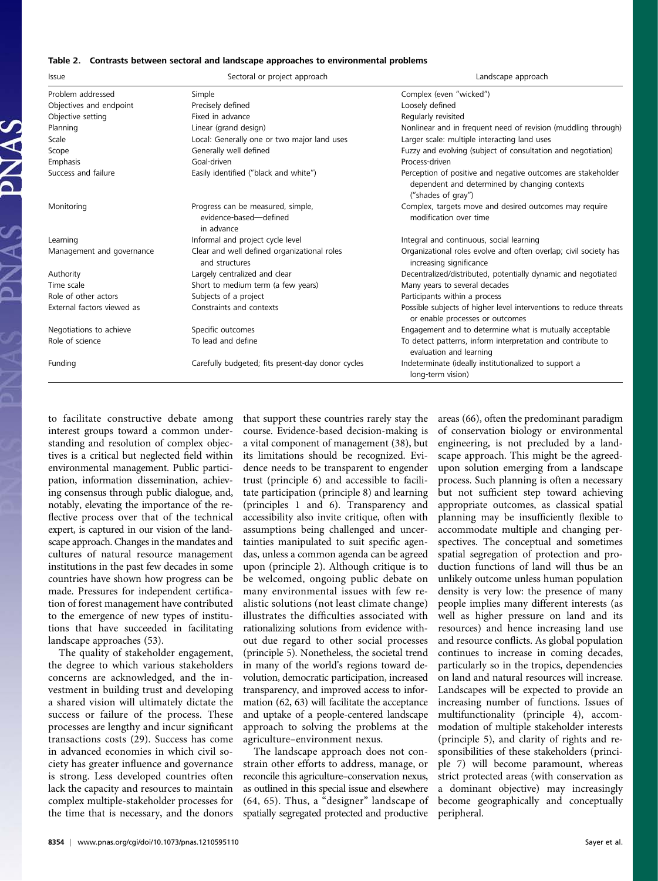**Table 2. Contrasts between sectoral and landscape approaches to environmental problems**

| Issue | Sectoral or project approach | Landscape approach |
|---|---|---|
| Problem addressed | Simple | Complex (even "wicked") |
| Objectives and endpoint | Precisely defined | Loosely defined |
| Objective setting | Fixed in advance | Regularly revisited |
| Planning | Linear (grand design) | Nonlinear and in frequent need of revision (muddling through) |
| Scale | Local: Generally one or two major land uses | Larger scale: multiple interacting land uses |
| Scope | Generally well defined | Fuzzy and evolving (subject of consultation and negotiation) |
| Emphasis | Goal-driven | Process-driven |
| Success and failure | Easily identified ("black and white") | Perception of positive and negative outcomes are stakeholder dependent and determined by changing contexts ("shades of gray") |
| Monitoring | Progress can be measured, simple, evidence-based—defined in advance | Complex, targets move and desired outcomes may require modification over time |
| Learning | Informal and project cycle level | Integral and continuous, social learning |
| Management and governance | Clear and well defined organizational roles and structures | Organizational roles evolve and often overlap; civil society has increasing significance |
| Authority | Largely centralized and clear | Decentralized/distributed, potentially dynamic and negotiated |
| Time scale | Short to medium term (a few years) | Many years to several decades |
| Role of other actors | Subjects of a project | Participants within a process |
| External factors viewed as | Constraints and contexts | Possible subjects of higher level interventions to reduce threats or enable processes or outcomes |
| Negotiations to achieve | Specific outcomes | Engagement and to determine what is mutually acceptable |
| Role of science | To lead and define | To detect patterns, inform interpretation and contribute to evaluation and learning |
| Funding | Carefully budgeted; fits present-day donor cycles | Indeterminate (ideally institutionalized to support a long-term vision) |

to facilitate constructive debate among interest groups toward a common understanding and resolution of complex objectives is a critical but neglected field within environmental management. Public participation, information dissemination, achieving consensus through public dialogue, and, notably, elevating the importance of the reflective process over that of the technical expert, is captured in our vision of the landscape approach. Changes in the mandates and cultures of natural resource management institutions in the past few decades in some countries have shown how progress can be made. Pressures for independent certification of forest management have contributed to the emergence of new types of institutions that have succeeded in facilitating landscape approaches (53).

The quality of stakeholder engagement, the degree to which various stakeholders concerns are acknowledged, and the investment in building trust and developing a shared vision will ultimately dictate the success or failure of the process. These processes are lengthy and incur significant transactions costs (29). Success has come in advanced economies in which civil society has greater influence and governance is strong. Less developed countries often lack the capacity and resources to maintain complex multiple-stakeholder processes for the time that is necessary, and the donors that support these countries rarely stay the course. Evidence-based decision-making is a vital component of management (38), but its limitations should be recognized. Evidence needs to be transparent to engender trust (principle 6) and accessible to facilitate participation (principle 8) and learning (principles 1 and 6). Transparency and accessibility also invite critique, often with assumptions being challenged and uncertainties manipulated to suit specific agendas, unless a common agenda can be agreed upon (principle 2). Although critique is to be welcomed, ongoing public debate on many environmental issues with few realistic solutions (not least climate change) illustrates the difficulties associated with rationalizing solutions from evidence without due regard to other social processes (principle 5). Nonetheless, the societal trend in many of the world's regions toward devolution, democratic participation, increased transparency, and improved access to information (62, 63) will facilitate the acceptance and uptake of a people-centered landscape approach to solving the problems at the agriculture–environment nexus.

The landscape approach does not constrain other efforts to address, manage, or reconcile this agriculture–conservation nexus, as outlined in this special issue and elsewhere (64, 65). Thus, a "designer" landscape of spatially segregated protected and productive areas (66), often the predominant paradigm of conservation biology or environmental engineering, is not precluded by a landscape approach. This might be the agreed-upon solution emerging from a landscape process. Such planning is often a necessary but not sufficient step toward achieving appropriate outcomes, as classical spatial planning may be insufficiently flexible to accommodate multiple and changing perspectives. The conceptual and sometimes spatial segregation of protection and production functions of land will thus be an unlikely outcome unless human population density is very low: the presence of many people implies many different interests (as well as higher pressure on land and its resources) and hence increasing land use and resource conflicts. As global population continues to increase in coming decades, particularly so in the tropics, dependencies on land and natural resources will increase. Landscapes will be expected to provide an increasing number of functions. Issues of multifunctionality (principle 4), accommodation of multiple stakeholder interests (principle 5), and clarity of rights and responsibilities of these stakeholders (principle 7) will become paramount, whereas strict protected areas (with conservation as a dominant objective) may increasingly become geographically and conceptually peripheral.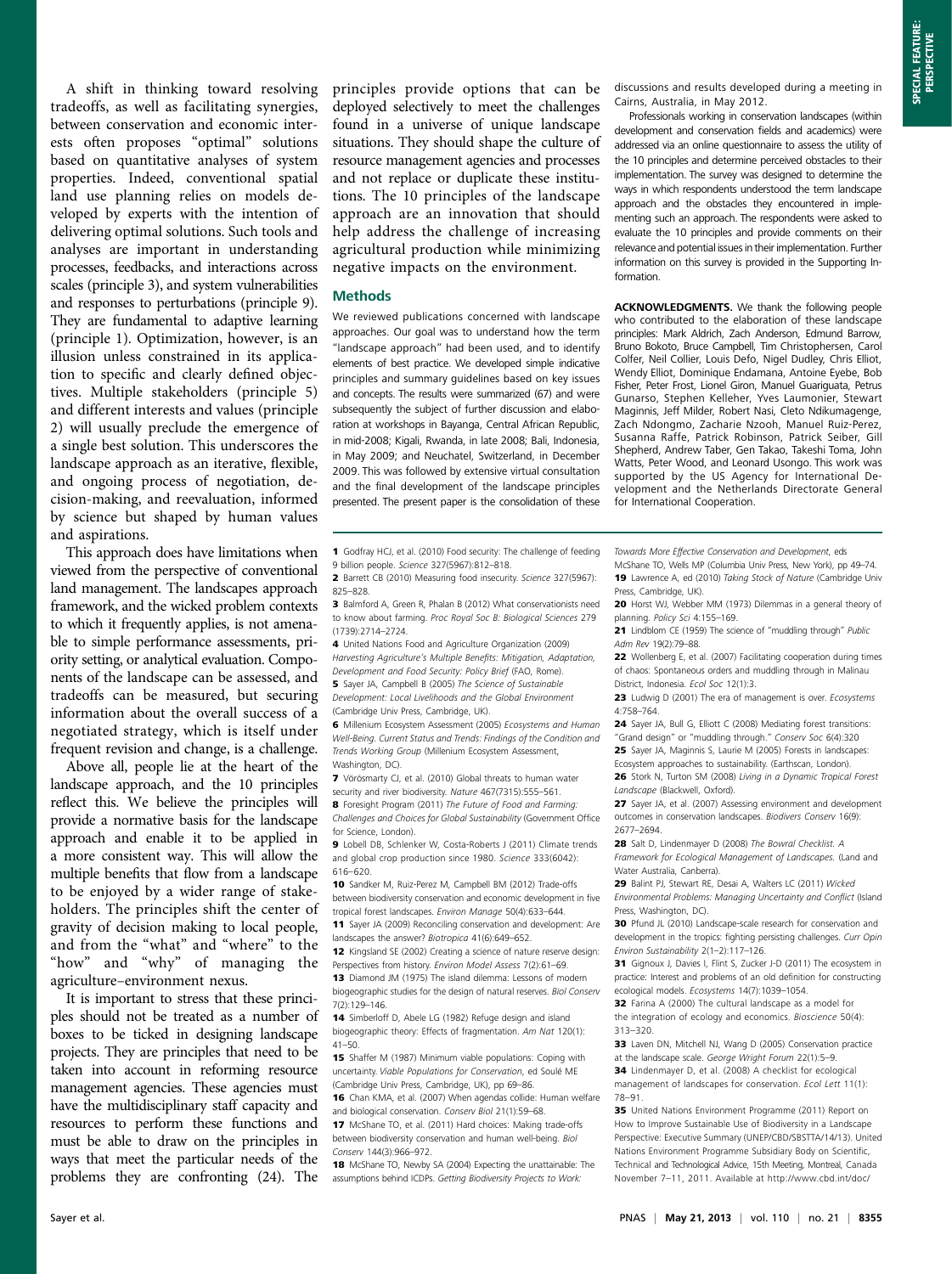A shift in thinking toward resolving tradeoffs, as well as facilitating synergies, between conservation and economic interests often proposes "optimal" solutions based on quantitative analyses of system properties. Indeed, conventional spatial land use planning relies on models developed by experts with the intention of delivering optimal solutions. Such tools and analyses are important in understanding processes, feedbacks, and interactions across scales (principle 3), and system vulnerabilities and responses to perturbations (principle 9). They are fundamental to adaptive learning (principle 1). Optimization, however, is an illusion unless constrained in its application to specific and clearly defined objectives. Multiple stakeholders (principle 5) and different interests and values (principle 2) will usually preclude the emergence of a single best solution. This underscores the landscape approach as an iterative, flexible, and ongoing process of negotiation, decision-making, and reevaluation, informed by science but shaped by human values and aspirations.

This approach does have limitations when viewed from the perspective of conventional land management. The landscapes approach framework, and the wicked problem contexts to which it frequently applies, is not amenable to simple performance assessments, priority setting, or analytical evaluation. Components of the landscape can be assessed, and tradeoffs can be measured, but securing information about the overall success of a negotiated strategy, which is itself under frequent revision and change, is a challenge.

Above all, people lie at the heart of the landscape approach, and the 10 principles reflect this. We believe the principles will provide a normative basis for the landscape approach and enable it to be applied in a more consistent way. This will allow the multiple benefits that flow from a landscape to be enjoyed by a wider range of stakeholders. The principles shift the center of gravity of decision making to local people, and from the "what" and "where" to the "how" and "why" of managing the agriculture–environment nexus.

It is important to stress that these principles should not be treated as a number of boxes to be ticked in designing landscape projects. They are principles that need to be taken into account in reforming resource management agencies. These agencies must have the multidisciplinary staff capacity and resources to perform these functions and must be able to draw on the principles in ways that meet the particular needs of the problems they are confronting (24). The principles provide options that can be deployed selectively to meet the challenges found in a universe of unique landscape situations. They should shape the culture of resource management agencies and processes and not replace or duplicate these institutions. The 10 principles of the landscape approach are an innovation that should help address the challenge of increasing agricultural production while minimizing negative impacts on the environment.

## Methods

We reviewed publications concerned with landscape approaches. Our goal was to understand how the term "landscape approach" had been used, and to identify elements of best practice. We developed simple indicative principles and summary guidelines based on key issues and concepts. The results were summarized (67) and were subsequently the subject of further discussion and elaboration at workshops in Bayanga, Central African Republic, in mid-2008; Kigali, Rwanda, in late 2008; Bali, Indonesia, in May 2009; and Neuchatel, Switzerland, in December 2009. This was followed by extensive virtual consultation and the final development of the landscape principles presented. The present paper is the consolidation of these discussions and results developed during a meeting in Cairns, Australia, in May 2012.

Professionals working in conservation landscapes (within development and conservation fields and academics) were addressed via an online questionnaire to assess the utility of the 10 principles and determine perceived obstacles to their implementation. The survey was designed to determine the ways in which respondents understood the term landscape approach and the obstacles they encountered in implementing such an approach. The respondents were asked to evaluate the 10 principles and provide comments on their relevance and potential issues in their implementation. Further information on this survey is provided in the Supporting Information.

**ACKNOWLEDGMENTS.** We thank the following people who contributed to the elaboration of these landscape principles: Mark Aldrich, Zach Anderson, Edmund Barrow, Bruno Bokoto, Bruce Campbell, Tim Christophersen, Carol Colfer, Neil Collier, Louis Defo, Nigel Dudley, Chris Elliot, Wendy Elliot, Dominique Endamana, Antoine Eyebe, Bob Fisher, Peter Frost, Lionel Giron, Manuel Guariguata, Petrus Gunarso, Stephen Kelleher, Yves Laumonier, Stewart Maginnis, Jeff Milder, Robert Nasi, Cleto Ndikumagenge, Zach Ndongmo, Zacharie Nzooh, Manuel Ruiz-Perez, Susanna Raffe, Patrick Robinson, Patrick Seiber, Gill Shepherd, Andrew Taber, Gen Takao, Takeshi Toma, John Watts, Peter Wood, and Leonard Usongo. This work was supported by the US Agency for International Development and the Netherlands Directorate General for International Cooperation.

1. Godfray HCJ, et al. (2010) Food security: The challenge of feeding 9 billion people. *Science* 327(5967):812–818.
2. Barrett CB (2010) Measuring food insecurity. *Science* 327(5967): 825–828.
3. Balmford A, Green R, Phalan B (2012) What conservationists need to know about farming. *Proc Royal Soc B: Biological Sciences* 279 (1739):2714–2724.
4. United Nations Food and Agriculture Organization (2009) *Harvesting Agriculture's Multiple Benefits: Mitigation, Adaptation, Development and Food Security: Policy Brief* (FAO, Rome).
5. Sayer JA, Campbell B (2005) *The Science of Sustainable Development: Local Livelihoods and the Global Environment* (Cambridge Univ Press, Cambridge, UK).
6. Millenium Ecosystem Assessment (2005) *Ecosystems and Human Well-Being. Current Status and Trends: Findings of the Condition and Trends Working Group* (Millenium Ecosystem Assessment, Washington, DC).
7. Vörösmarty CJ, et al. (2010) Global threats to human water security and river biodiversity. *Nature* 467(7315):555–561.
8. Foresight Program (2011) *The Future of Food and Farming: Challenges and Choices for Global Sustainability* (Government Office for Science, London).
9. Lobell DB, Schlenker W, Costa-Roberts J (2011) Climate trends and global crop production since 1980. *Science* 333(6042): 616–620.
10. Sandker M, Ruiz-Perez M, Campbell BM (2012) Trade-offs between biodiversity conservation and economic development in five tropical forest landscapes. *Environ Manage* 50(4):633–644.
11. Sayer JA (2009) Reconciling conservation and development: Are landscapes the answer? *Biotropica* 41(6):649–652.
12. Kingsland SE (2002) Creating a science of nature reserve design: Perspectives from history. *Environ Model Assess* 7(2):61–69.
13. Diamond JM (1975) The island dilemma: Lessons of modern biogeographic studies for the design of natural reserves. *Biol Conserv* 7(2):129–146.
14. Simberloff D, Abele LG (1982) Refuge design and island biogeographic theory: Effects of fragmentation. *Am Nat* 120(1): 41–50.
15. Shaffer M (1987) Minimum viable populations: Coping with uncertainty. *Viable Populations for Conservation*, ed Soulé ME (Cambridge Univ Press, Cambridge, UK), pp 69–86.
16. Chan KMA, et al. (2007) When agendas collide: Human welfare and biological conservation. *Conserv Biol* 21(1):59–68.
17. McShane TO, et al. (2011) Hard choices: Making trade-offs between biodiversity conservation and human well-being. *Biol Conserv* 144(3):966–972.
18. McShane TO, Newby SA (2004) Expecting the unattainable: The assumptions behind ICDPs. *Getting Biodiversity Projects to Work: Towards More Effective Conservation and Development*, eds McShane TO, Wells MP (Columbia Univ Press, New York), pp 49–74.
19. Lawrence A, ed (2010) *Taking Stock of Nature* (Cambridge Univ Press, Cambridge, UK).
20. Horst WJ, Webber MM (1973) Dilemmas in a general theory of planning. *Policy Sci* 4:155–169.
21. Lindblom CE (1959) The science of "muddling through" *Public Adm Rev* 19(2):79–88.
22. Wollenberg E, et al. (2007) Facilitating cooperation during times of chaos: Spontaneous orders and muddling through in Malinau District, Indonesia. *Ecol Soc* 12(1):3.
23. Ludwig D (2001) The era of management is over. *Ecosystems* 4:758–764.
24. Sayer JA, Bull G, Elliott C (2008) Mediating forest transitions: "Grand design" or "muddling through." *Conserv Soc* 6(4):320
25. Sayer JA, Maginnis S, Laurie M (2005) Forests in landscapes: Ecosystem approaches to sustainability. (Earthscan, London).
26. Stork N, Turton SM (2008) *Living in a Dynamic Tropical Forest Landscape* (Blackwell, Oxford).
27. Sayer JA, et al. (2007) Assessing environment and development outcomes in conservation landscapes. *Biodivers Conserv* 16(9): 2677–2694.
28. Salt D, Lindenmayer D (2008) *The Bowral Checklist. A Framework for Ecological Management of Landscapes.* (Land and Water Australia, Canberra).
29. Balint PJ, Stewart RE, Desai A, Walters LC (2011) *Wicked Environmental Problems: Managing Uncertainty and Conflict* (Island Press, Washington, DC).
30. Pfund JL (2010) Landscape-scale research for conservation and development in the tropics: fighting persisting challenges. *Curr Opin Environ Sustainability* 2(1–2):117–126.
31. Gignoux J, Davies I, Flint S, Zucker J-D (2011) The ecosystem in practice: Interest and problems of an old definition for constructing ecological models. *Ecosystems* 14(7):1039–1054.
32. Farina A (2000) The cultural landscape as a model for the integration of ecology and economics. *Bioscience* 50(4): 313–320.
33. Laven DN, Mitchell NJ, Wang D (2005) Conservation practice at the landscape scale. *George Wright Forum* 22(1):5–9.
34. Lindenmayer D, et al. (2008) A checklist for ecological management of landscapes for conservation. *Ecol Lett* 11(1): 78–91.
35. United Nations Environment Programme (2011) Report on How to Improve Sustainable Use of Biodiversity in a Landscape Perspective: Executive Summary (UNEP/CBD/SBSTTA/14/13). United Nations Environment Programme Subsidiary Body on Scientific, Technical and Technological Advice, 15th Meeting, Montreal, Canada November 7–11, 2011. Available at http://www.cbd.int/doc/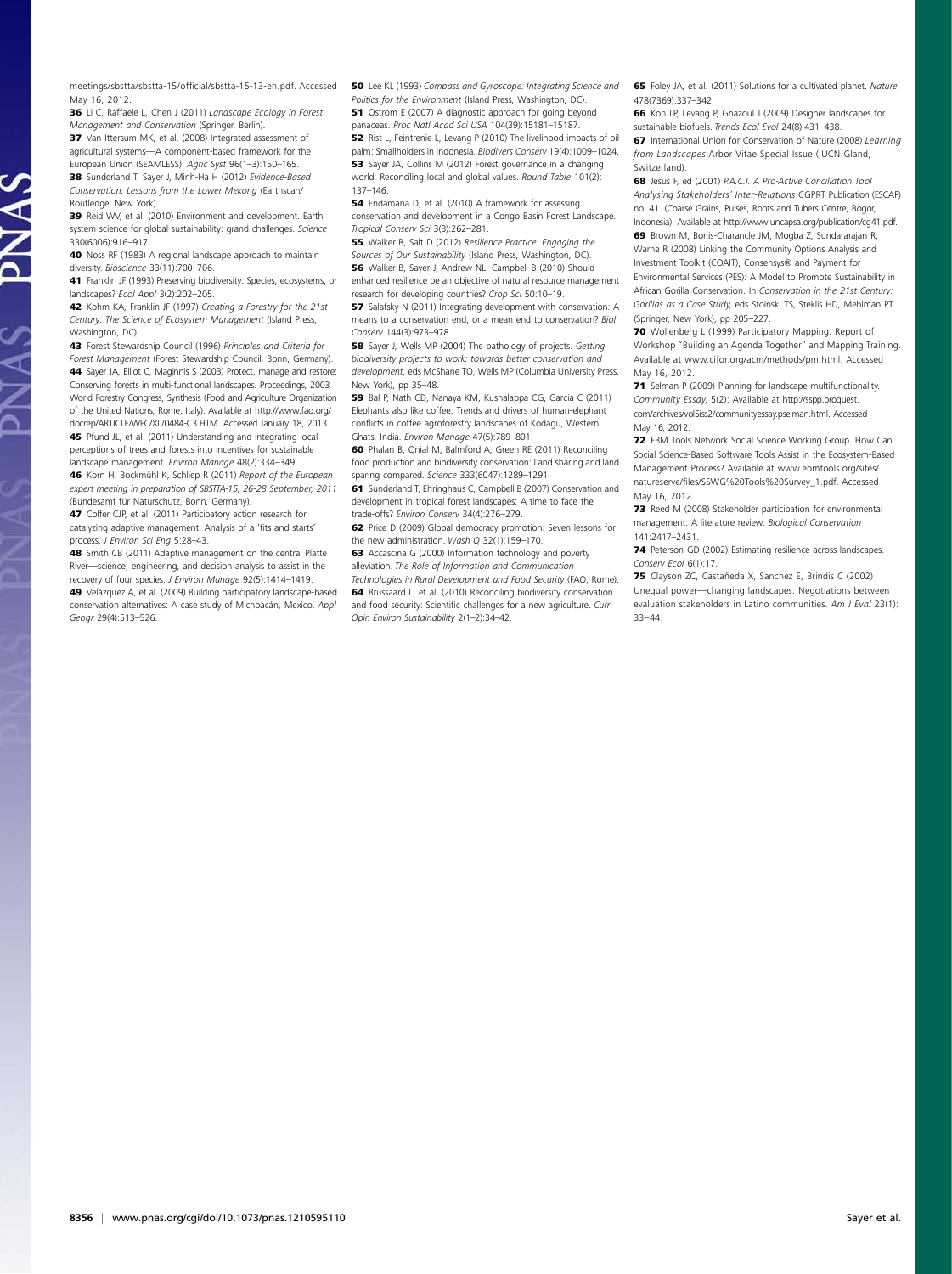meetings/sbstta/sbstta-15/official/sbstta-15-13-en.pdf. Accessed May 16, 2012.

**36** Li C, Raffaele L, Chen J (2011) *Landscape Ecology in Forest Management and Conservation* (Springer, Berlin).

**37** Van Ittersum MK, et al. (2008) Integrated assessment of agricultural systems—A component-based framework for the European Union (SEAMLESS). *Agric Syst* 96(1–3):150–165.

**38** Sunderland T, Sayer J, Minh-Ha H (2012) *Evidence-Based Conservation: Lessons from the Lower Mekong* (Earthscan/ Routledge, New York).

**39** Reid WV, et al. (2010) Environment and development. Earth system science for global sustainability: grand challenges. *Science* 330(6006):916–917.

**40** Noss RF (1983) A regional landscape approach to maintain diversity. *Bioscience* 33(11):700–706.

**41** Franklin JF (1993) Preserving biodiversity: Species, ecosystems, or landscapes? *Ecol Appl* 3(2):202–205.

**42** Kohm KA, Franklin JF (1997) *Creating a Forestry for the 21st Century: The Science of Ecosystem Management* (Island Press, Washington, DC).

**43** Forest Stewardship Council (1996) *Principles and Criteria for Forest Management* (Forest Stewardship Council, Bonn, Germany).

**44** Sayer JA, Elliot C, Maginnis S (2003) Protect, manage and restore; Conserving forests in multi-functional landscapes. Proceedings, 2003 World Forestry Congress, Synthesis (Food and Agriculture Organization of the United Nations, Rome, Italy). Available at http://www.fao.org/docrep/ARTICLE/WFC/XII/0484-C3.HTM. Accessed January 18, 2013.

**45** Pfund JL, et al. (2011) Understanding and integrating local perceptions of trees and forests into incentives for sustainable landscape management. *Environ Manage* 48(2):334–349.

**46** Korn H, Bockmühl K, Schliep R (2011) *Report of the European expert meeting in preparation of SBSTTA-15, 26-28 September, 2011* (Bundesamt für Naturschutz, Bonn, Germany).

**47** Colfer CJP, et al. (2011) Participatory action research for catalyzing adaptive management: Analysis of a 'fits and starts' process. *J Environ Sci Eng* 5:28–43.

**48** Smith CB (2011) Adaptive management on the central Platte River—science, engineering, and decision analysis to assist in the recovery of four species. *J Environ Manage* 92(5):1414–1419.

**49** Velázquez A, et al. (2009) Building participatory landscape-based conservation alternatives: A case study of Michoacán, Mexico. *Appl Geogr* 29(4):513–526.

**50** Lee KL (1993) *Compass and Gyroscope: Integrating Science and Politics for the Environment* (Island Press, Washington, DC).

**51** Ostrom E (2007) A diagnostic approach for going beyond panaceas. *Proc Natl Acad Sci USA* 104(39):15181–15187.

**52** Rist L, Feintrenie L, Levang P (2010) The livelihood impacts of oil palm: Smallholders in Indonesia. *Biodivers Conserv* 19(4):1009–1024.

**53** Sayer JA, Collins M (2012) Forest governance in a changing world: Reconciling local and global values. *Round Table* 101(2): 137–146.

**54** Endamana D, et al. (2010) A framework for assessing conservation and development in a Congo Basin Forest Landscape. *Tropical Conserv Sci* 3(3):262–281.

**55** Walker B, Salt D (2012) *Resilience Practice: Engaging the Sources of Our Sustainability* (Island Press, Washington, DC).

**56** Walker B, Sayer J, Andrew NL, Campbell B (2010) Should enhanced resilience be an objective of natural resource management research for developing countries? *Crop Sci* 50:10–19.

**57** Salafsky N (2011) Integrating development with conservation: A means to a conservation end, or a mean end to conservation? *Biol Conserv* 144(3):973–978.

**58** Sayer J, Wells MP (2004) The pathology of projects. *Getting biodiversity projects to work: towards better conservation and development*, eds McShane TO, Wells MP (Columbia University Press, New York), pp 35–48.

**59** Bal P, Nath CD, Nanaya KM, Kushalappa CG, Garcia C (2011) Elephants also like coffee: Trends and drivers of human-elephant conflicts in coffee agroforestry landscapes of Kodagu, Western Ghats, India. *Environ Manage* 47(5):789–801.

**60** Phalan B, Onial M, Balmford A, Green RE (2011) Reconciling food production and biodiversity conservation: Land sharing and land sparing compared. *Science* 333(6047):1289–1291.

**61** Sunderland T, Ehringhaus C, Campbell B (2007) Conservation and development in tropical forest landscapes: A time to face the trade-offs? *Environ Conserv* 34(4):276–279.

**62** Price D (2009) Global democracy promotion: Seven lessons for the new administration. *Wash Q* 32(1):159–170.

**63** Accascina G (2000) Information technology and poverty alleviation. *The Role of Information and Communication Technologies in Rural Development and Food Security* (FAO, Rome).

**64** Brussaard L, et al. (2010) Reconciling biodiversity conservation and food security: Scientific challenges for a new agriculture. *Curr Opin Environ Sustainability* 2(1–2):34–42.

**65** Foley JA, et al. (2011) Solutions for a cultivated planet. *Nature* 478(7369):337–342.

**66** Koh LP, Levang P, Ghazoul J (2009) Designer landscapes for sustainable biofuels. *Trends Ecol Evol* 24(8):431–438.

**67** International Union for Conservation of Nature (2008) *Learning from Landscapes*.Arbor Vitae Special Issue (IUCN Gland, Switzerland).

**68** Jesus F, ed (2001) *P.A.C.T. A Pro-Active Conciliation Tool Analysing Stakeholders' Inter-Relations*.CGPRT Publication (ESCAP) no. 41. (Coarse Grains, Pulses, Roots and Tubers Centre, Bogor, Indonesia). Available at http://www.uncapsa.org/publication/cg41.pdf.

**69** Brown M, Bonis-Charancle JM, Mogba Z, Sundararajan R, Warne R (2008) Linking the Community Options Analysis and Investment Toolkit (COAIT), Consensys® and Payment for Environmental Services (PES): A Model to Promote Sustainability in African Gorilla Conservation. In *Conservation in the 21st Century: Gorillas as a Case Study*, eds Stoinski TS, Steklis HD, Mehlman PT (Springer, New York), pp 205–227.

**70** Wollenberg L (1999) Participatory Mapping. Report of Workshop "Building an Agenda Together" and Mapping Training. Available at www.cifor.org/acm/methods/pm.html. Accessed May 16, 2012.

**71** Selman P (2009) Planning for landscape multifunctionality. *Community Essay*, 5(2): Available at http://sspp.proquest.com/archives/vol5iss2/communityessay.pselman.html. Accessed May 16, 2012.

**72** EBM Tools Network Social Science Working Group. How Can Social Science-Based Software Tools Assist in the Ecosystem-Based Management Process? Available at www.ebmtools.org/sites/natureserve/files/SSWG%20Tools%20Survey_1.pdf. Accessed May 16, 2012.

**73** Reed M (2008) Stakeholder participation for environmental management: A literature review. *Biological Conservation* 141:2417–2431.

**74** Peterson GD (2002) Estimating resilience across landscapes. *Conserv Ecol* 6(1):17.

**75** Clayson ZC, Castañeda X, Sanchez E, Brindis C (2002) Unequal power—changing landscapes: Negotiations between evaluation stakeholders in Latino communities. *Am J Eval* 23(1): 33–44.